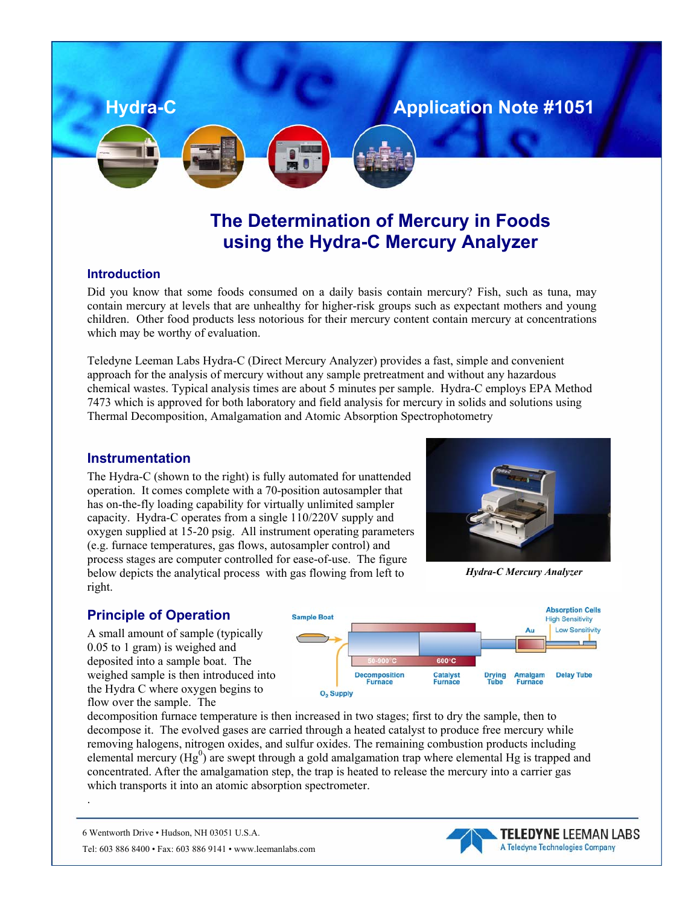Hydra-C

Application Note #1051

# The Determination of Mercury in Foods using the Hydra-C Mercury Analyzer

## Introduction

Did you know that some foods consumed on a daily basis contain mercury? Fish, such as tuna, may contain mercury at levels that are unhealthy for higher-risk groups such as expectant mothers and young children. Other food products less notorious for their mercury content contain mercury at concentrations which may be worthy of evaluation.

Teledyne Leeman Labs Hydra-C (Direct Mercury Analyzer) provides a fast, simple and convenient approach for the analysis of mercury without any sample pretreatment and without any hazardous chemical wastes. Typical analysis times are about 5 minutes per sample. Hydra-C employs EPA Method 7473 which is approved for both laboratory and field analysis for mercury in solids and solutions using Thermal Decomposition, Amalgamation and Atomic Absorption Spectrophotometry

## Instrumentation

The Hydra-C (shown to the right) is fully automated for unattended operation. It comes complete with a 70-position autosampler that has on-the-fly loading capability for virtually unlimited sampler capacity. Hydra-C operates from a single 110/220V supply and oxygen supplied at 15-20 psig. All instrument operating parameters (e.g. furnace temperatures, gas flows, autosampler control) and process stages are computer controlled for ease-of-use. The figure below depicts the analytical process with gas flowing from left to right.

*Hydra-C Mercury Analyzer*

## Principle of Operation

A small amount of sample (typically 0.05 to 1 gram) is weighed and deposited into a sample boat. The weighed sample is then introduced into the Hydra C where oxygen begins to flow over the sample. The decomposition furnace temperature is then increased in two stages; first to dry the sample, then to decompose it. The evolved gases are carried through a heated catalyst to produce free mercury while removing halogens, nitrogen oxides, and sulfur oxides. The remaining combustion products including elemental mercury ($Hg^0$) are swept through a gold amalgamation trap where elemental Hg is trapped and concentrated. After the amalgamation step, the trap is heated to release the mercury into a carrier gas which transports it into an atomic absorption spectrometer.

.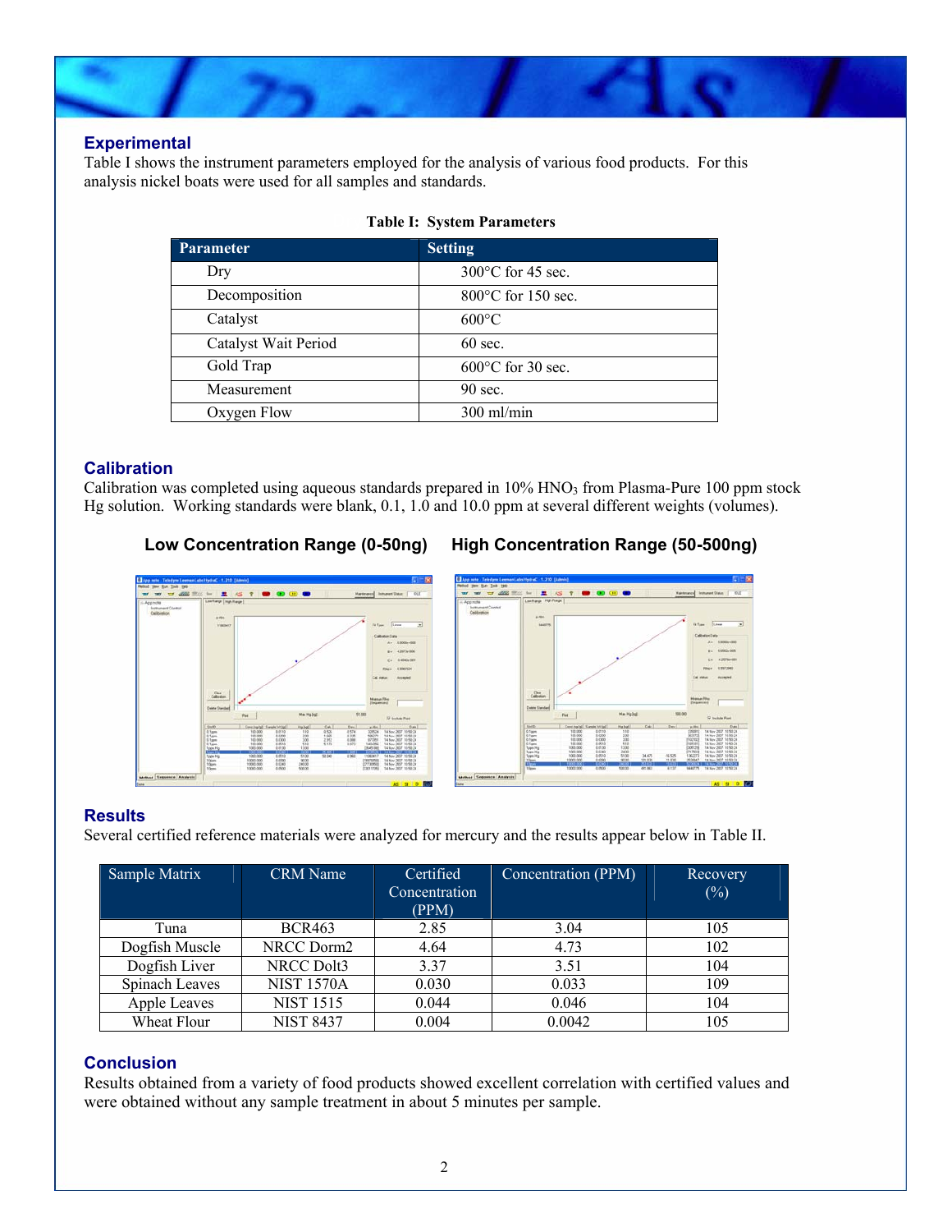## Experimental

Table I shows the instrument parameters employed for the analysis of various food products. For this analysis nickel boats were used for all samples and standards.

**Table I: System Parameters**

| Parameter | Setting |
|---|---|
| Dry | 300°C for 45 sec. |
| Decomposition | 800°C for 150 sec. |
| Catalyst | 600°C |
| Catalyst Wait Period | 60 sec. |
| Gold Trap | 600°C for 30 sec. |
| Measurement | 90 sec. |
| Oxygen Flow | 300 ml/min |

## Calibration

Calibration was completed using aqueous standards prepared in 10% $HNO_3$ from Plasma-Pure 100 ppm stock Hg solution. Working standards were blank, 0.1, 1.0 and 10.0 ppm at several different weights (volumes).

**Low Concentration Range (0-50ng)** **High Concentration Range (50-500ng)**

## Results

Several certified reference materials were analyzed for mercury and the results appear below in Table II.

| Sample Matrix | CRM Name | Certified Concentration (PPM) | Concentration (PPM) | Recovery (%) |
|---|---|---|---|---|
| Tuna | BCR463 | 2.85 | 3.04 | 105 |
| Dogfish Muscle | NRCC Dorm2 | 4.64 | 4.73 | 102 |
| Dogfish Liver | NRCC Dolt3 | 3.37 | 3.51 | 104 |
| Spinach Leaves | NIST 1570A | 0.030 | 0.033 | 109 |
| Apple Leaves | NIST 1515 | 0.044 | 0.046 | 104 |
| Wheat Flour | NIST 8437 | 0.004 | 0.0042 | 105 |

## Conclusion

Results obtained from a variety of food products showed excellent correlation with certified values and were obtained without any sample treatment in about 5 minutes per sample.